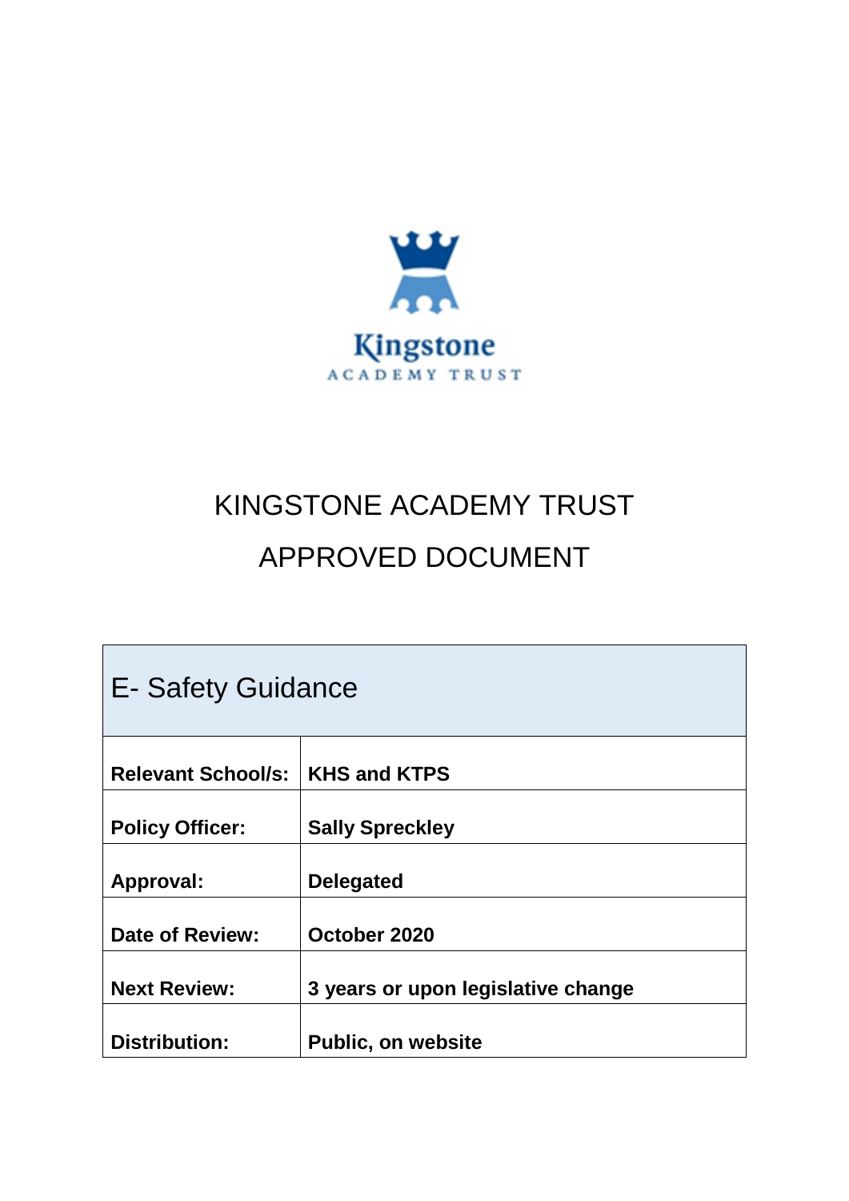Kingstone
ACADEMY TRUST

# KINGSTONE ACADEMY TRUST

# APPROVED DOCUMENT

| E- Safety Guidance | |
|---|---|
| **Relevant School/s:** | **KHS and KTPS** |
| **Policy Officer:** | **Sally Spreckley** |
| **Approval:** | **Delegated** |
| **Date of Review:** | **October 2020** |
| **Next Review:** | **3 years or upon legislative change** |
| **Distribution:** | **Public, on website** |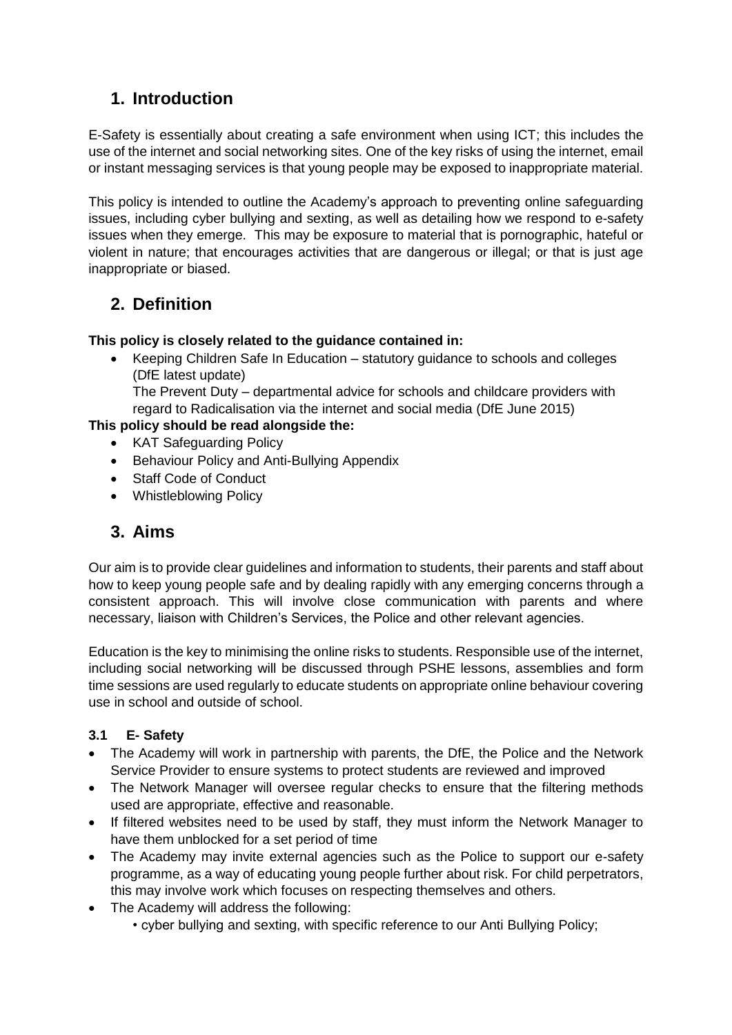## 1. Introduction

E-Safety is essentially about creating a safe environment when using ICT; this includes the use of the internet and social networking sites. One of the key risks of using the internet, email or instant messaging services is that young people may be exposed to inappropriate material.

This policy is intended to outline the Academy's approach to preventing online safeguarding issues, including cyber bullying and sexting, as well as detailing how we respond to e-safety issues when they emerge. This may be exposure to material that is pornographic, hateful or violent in nature; that encourages activities that are dangerous or illegal; or that is just age inappropriate or biased.

## 2. Definition

**This policy is closely related to the guidance contained in:**

- Keeping Children Safe In Education – statutory guidance to schools and colleges (DfE latest update)
  The Prevent Duty – departmental advice for schools and childcare providers with regard to Radicalisation via the internet and social media (DfE June 2015)

**This policy should be read alongside the:**

- KAT Safeguarding Policy
- Behaviour Policy and Anti-Bullying Appendix
- Staff Code of Conduct
- Whistleblowing Policy

## 3. Aims

Our aim is to provide clear guidelines and information to students, their parents and staff about how to keep young people safe and by dealing rapidly with any emerging concerns through a consistent approach. This will involve close communication with parents and where necessary, liaison with Children's Services, the Police and other relevant agencies.

Education is the key to minimising the online risks to students. Responsible use of the internet, including social networking will be discussed through PSHE lessons, assemblies and form time sessions are used regularly to educate students on appropriate online behaviour covering use in school and outside of school.

### 3.1 E- Safety

- The Academy will work in partnership with parents, the DfE, the Police and the Network Service Provider to ensure systems to protect students are reviewed and improved
- The Network Manager will oversee regular checks to ensure that the filtering methods used are appropriate, effective and reasonable.
- If filtered websites need to be used by staff, they must inform the Network Manager to have them unblocked for a set period of time
- The Academy may invite external agencies such as the Police to support our e-safety programme, as a way of educating young people further about risk. For child perpetrators, this may involve work which focuses on respecting themselves and others.
- The Academy will address the following:
  - cyber bullying and sexting, with specific reference to our Anti Bullying Policy;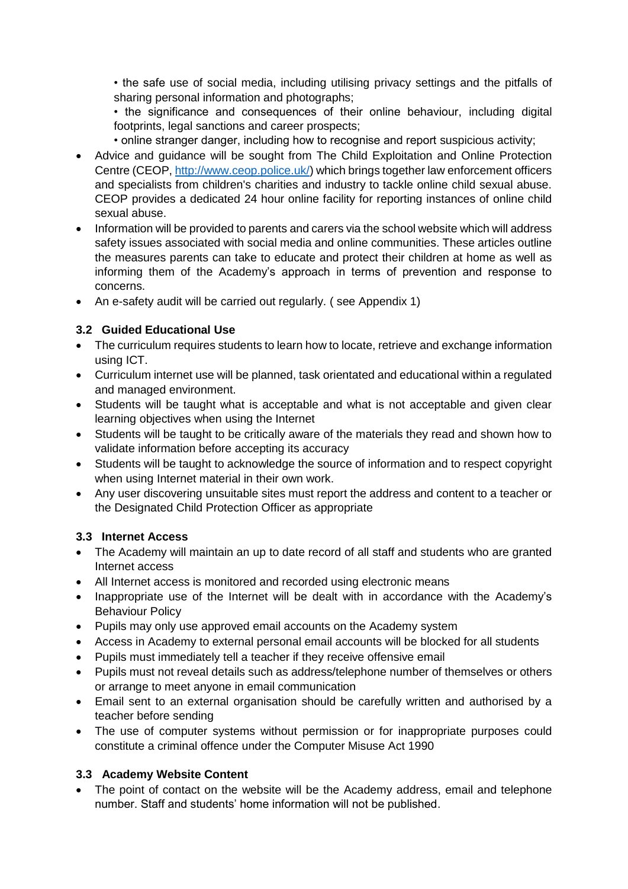- • the safe use of social media, including utilising privacy settings and the pitfalls of sharing personal information and photographs;
  - • the significance and consequences of their online behaviour, including digital footprints, legal sanctions and career prospects;
  - • online stranger danger, including how to recognise and report suspicious activity;
- Advice and guidance will be sought from The Child Exploitation and Online Protection Centre (CEOP, [http://www.ceop.police.uk/](http://www.ceop.police.uk/)) which brings together law enforcement officers and specialists from children's charities and industry to tackle online child sexual abuse. CEOP provides a dedicated 24 hour online facility for reporting instances of online child sexual abuse.
- Information will be provided to parents and carers via the school website which will address safety issues associated with social media and online communities. These articles outline the measures parents can take to educate and protect their children at home as well as informing them of the Academy's approach in terms of prevention and response to concerns.
- An e-safety audit will be carried out regularly. ( see Appendix 1)

### 3.2 Guided Educational Use

- The curriculum requires students to learn how to locate, retrieve and exchange information using ICT.
- Curriculum internet use will be planned, task orientated and educational within a regulated and managed environment.
- Students will be taught what is acceptable and what is not acceptable and given clear learning objectives when using the Internet
- Students will be taught to be critically aware of the materials they read and shown how to validate information before accepting its accuracy
- Students will be taught to acknowledge the source of information and to respect copyright when using Internet material in their own work.
- Any user discovering unsuitable sites must report the address and content to a teacher or the Designated Child Protection Officer as appropriate

### 3.3 Internet Access

- The Academy will maintain an up to date record of all staff and students who are granted Internet access
- All Internet access is monitored and recorded using electronic means
- Inappropriate use of the Internet will be dealt with in accordance with the Academy's Behaviour Policy
- Pupils may only use approved email accounts on the Academy system
- Access in Academy to external personal email accounts will be blocked for all students
- Pupils must immediately tell a teacher if they receive offensive email
- Pupils must not reveal details such as address/telephone number of themselves or others or arrange to meet anyone in email communication
- Email sent to an external organisation should be carefully written and authorised by a teacher before sending
- The use of computer systems without permission or for inappropriate purposes could constitute a criminal offence under the Computer Misuse Act 1990

### 3.3 Academy Website Content

- The point of contact on the website will be the Academy address, email and telephone number. Staff and students' home information will not be published.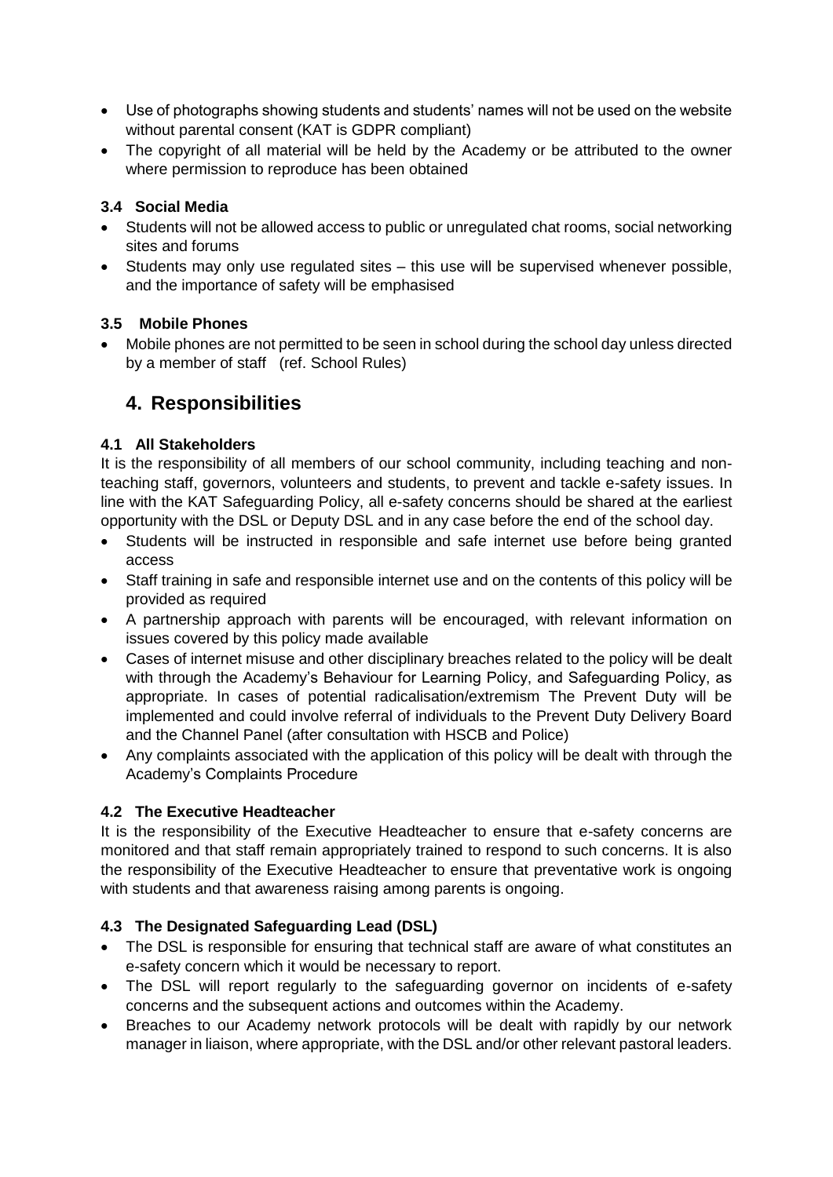- Use of photographs showing students and students' names will not be used on the website without parental consent (KAT is GDPR compliant)
- The copyright of all material will be held by the Academy or be attributed to the owner where permission to reproduce has been obtained

### 3.4 Social Media

- Students will not be allowed access to public or unregulated chat rooms, social networking sites and forums
- Students may only use regulated sites – this use will be supervised whenever possible, and the importance of safety will be emphasised

### 3.5 Mobile Phones

- Mobile phones are not permitted to be seen in school during the school day unless directed by a member of staff (ref. School Rules)

## 4. Responsibilities

### 4.1 All Stakeholders

It is the responsibility of all members of our school community, including teaching and non-teaching staff, governors, volunteers and students, to prevent and tackle e-safety issues. In line with the KAT Safeguarding Policy, all e-safety concerns should be shared at the earliest opportunity with the DSL or Deputy DSL and in any case before the end of the school day.

- Students will be instructed in responsible and safe internet use before being granted access
- Staff training in safe and responsible internet use and on the contents of this policy will be provided as required
- A partnership approach with parents will be encouraged, with relevant information on issues covered by this policy made available
- Cases of internet misuse and other disciplinary breaches related to the policy will be dealt with through the Academy's Behaviour for Learning Policy, and Safeguarding Policy, as appropriate. In cases of potential radicalisation/extremism The Prevent Duty will be implemented and could involve referral of individuals to the Prevent Duty Delivery Board and the Channel Panel (after consultation with HSCB and Police)
- Any complaints associated with the application of this policy will be dealt with through the Academy's Complaints Procedure

### 4.2 The Executive Headteacher

It is the responsibility of the Executive Headteacher to ensure that e-safety concerns are monitored and that staff remain appropriately trained to respond to such concerns. It is also the responsibility of the Executive Headteacher to ensure that preventative work is ongoing with students and that awareness raising among parents is ongoing.

### 4.3 The Designated Safeguarding Lead (DSL)

- The DSL is responsible for ensuring that technical staff are aware of what constitutes an e-safety concern which it would be necessary to report.
- The DSL will report regularly to the safeguarding governor on incidents of e-safety concerns and the subsequent actions and outcomes within the Academy.
- Breaches to our Academy network protocols will be dealt with rapidly by our network manager in liaison, where appropriate, with the DSL and/or other relevant pastoral leaders.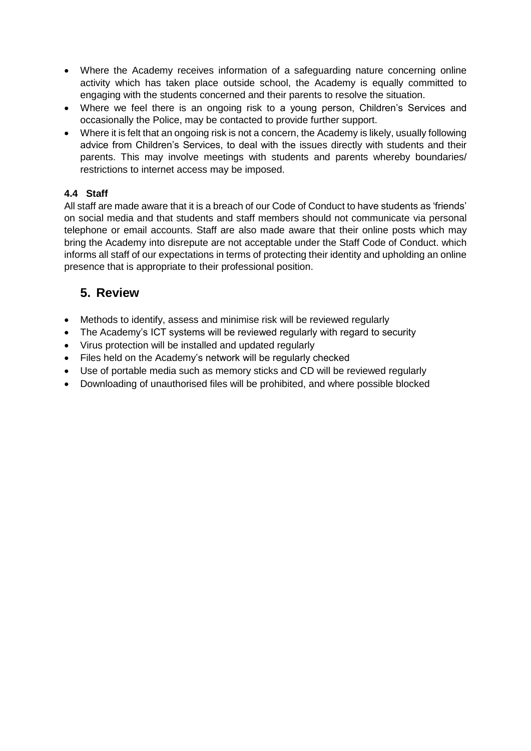- Where the Academy receives information of a safeguarding nature concerning online activity which has taken place outside school, the Academy is equally committed to engaging with the students concerned and their parents to resolve the situation.
- Where we feel there is an ongoing risk to a young person, Children's Services and occasionally the Police, may be contacted to provide further support.
- Where it is felt that an ongoing risk is not a concern, the Academy is likely, usually following advice from Children's Services, to deal with the issues directly with students and their parents. This may involve meetings with students and parents whereby boundaries/ restrictions to internet access may be imposed.

### 4.4 Staff

All staff are made aware that it is a breach of our Code of Conduct to have students as 'friends' on social media and that students and staff members should not communicate via personal telephone or email accounts. Staff are also made aware that their online posts which may bring the Academy into disrepute are not acceptable under the Staff Code of Conduct. which informs all staff of our expectations in terms of protecting their identity and upholding an online presence that is appropriate to their professional position.

## 5. Review

- Methods to identify, assess and minimise risk will be reviewed regularly
- The Academy's ICT systems will be reviewed regularly with regard to security
- Virus protection will be installed and updated regularly
- Files held on the Academy's network will be regularly checked
- Use of portable media such as memory sticks and CD will be reviewed regularly
- Downloading of unauthorised files will be prohibited, and where possible blocked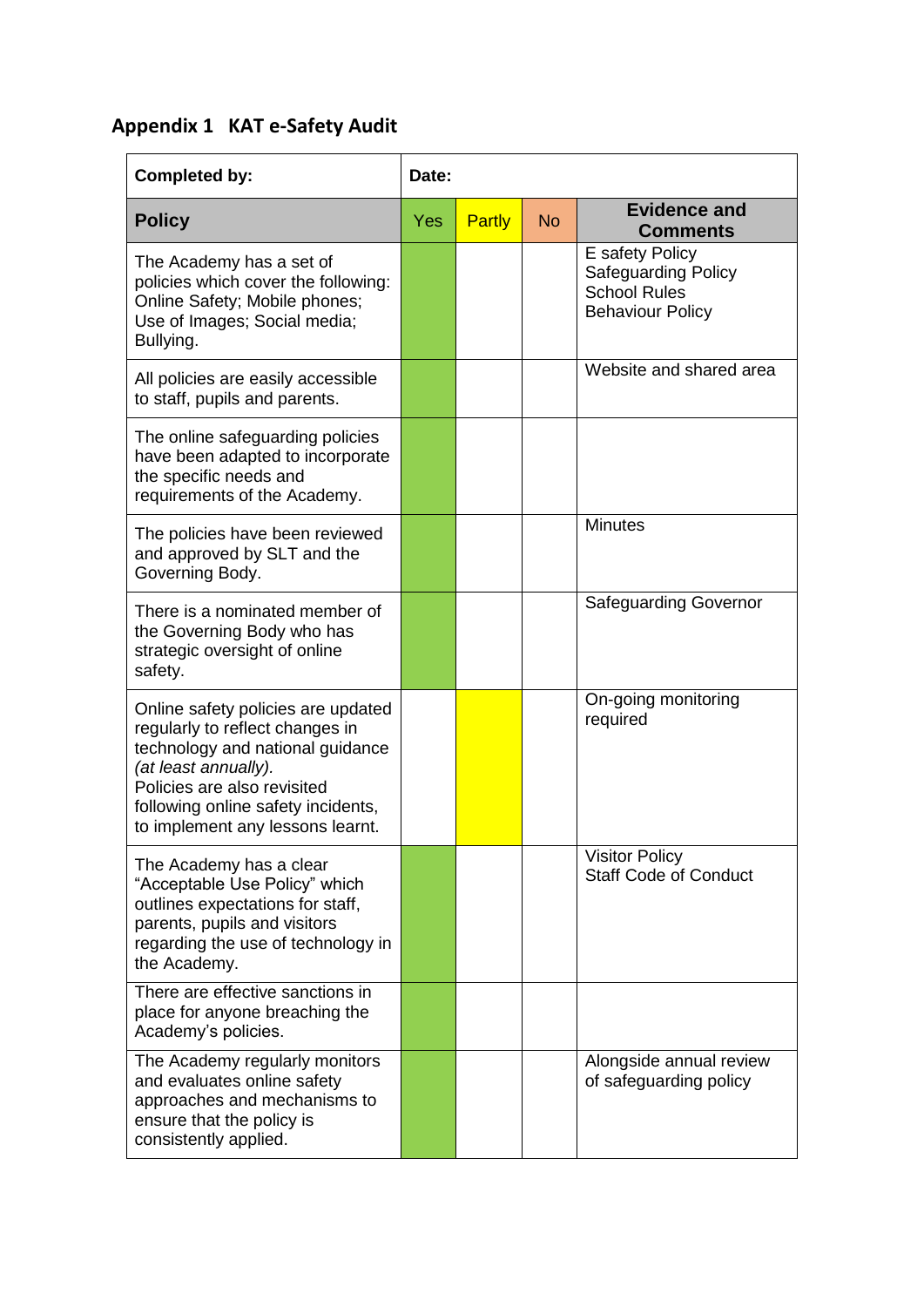## Appendix 1 KAT e-Safety Audit

| Completed by: | Date: | | | |
|---|---|---|---|---|
| **Policy** | Yes | Partly | No | **Evidence and Comments** |
| The Academy has a set of policies which cover the following: Online Safety; Mobile phones; Use of Images; Social media; Bullying. | ✓ | | | E safety Policy<br>Safeguarding Policy<br>School Rules<br>Behaviour Policy |
| All policies are easily accessible to staff, pupils and parents. | ✓ | | | Website and shared area |
| The online safeguarding policies have been adapted to incorporate the specific needs and requirements of the Academy. | ✓ | | | |
| The policies have been reviewed and approved by SLT and the Governing Body. | ✓ | | | Minutes |
| There is a nominated member of the Governing Body who has strategic oversight of online safety. | ✓ | | | Safeguarding Governor |
| Online safety policies are updated regularly to reflect changes in technology and national guidance *(at least annually).*<br>Policies are also revisited following online safety incidents, to implement any lessons learnt. | | ✓ | | On-going monitoring required |
| The Academy has a clear "Acceptable Use Policy" which outlines expectations for staff, parents, pupils and visitors regarding the use of technology in the Academy. | ✓ | | | Visitor Policy<br>Staff Code of Conduct |
| There are effective sanctions in place for anyone breaching the Academy's policies. | ✓ | | | |
| The Academy regularly monitors and evaluates online safety approaches and mechanisms to ensure that the policy is consistently applied. | ✓ | | | Alongside annual review of safeguarding policy |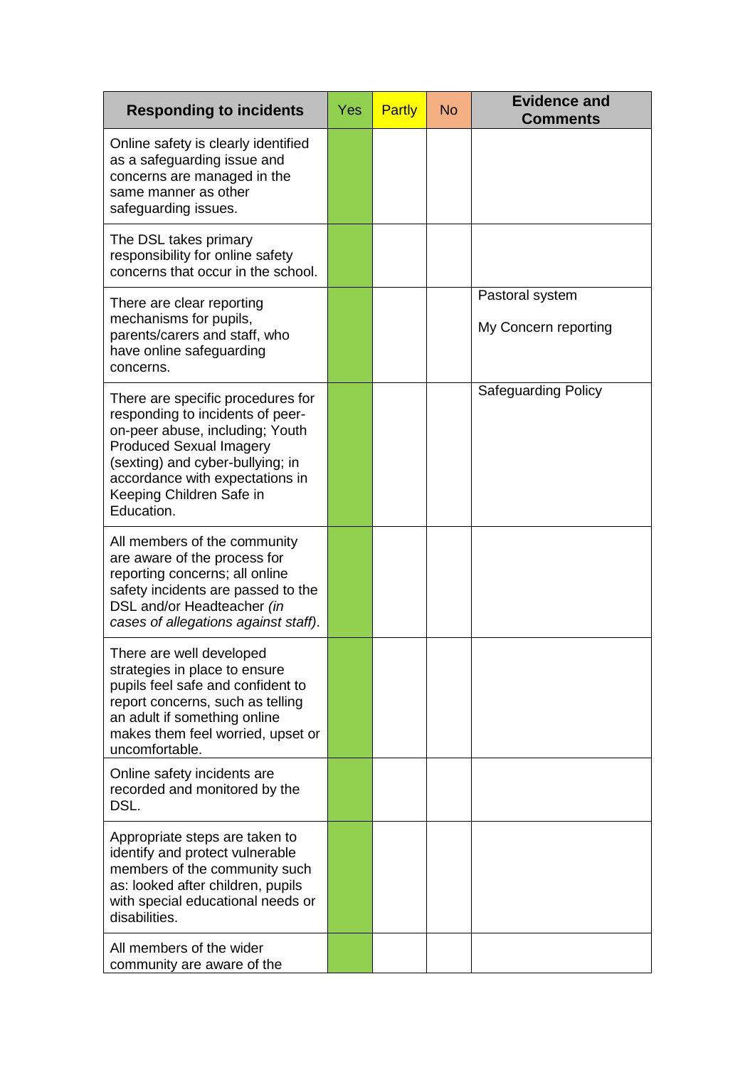| Responding to incidents | Yes | Partly | No | Evidence and Comments |
|---|---|---|---|---|
| Online safety is clearly identified as a safeguarding issue and concerns are managed in the same manner as other safeguarding issues. | | | | |
| The DSL takes primary responsibility for online safety concerns that occur in the school. | | | | |
| There are clear reporting mechanisms for pupils, parents/carers and staff, who have online safeguarding concerns. | | | | Pastoral system<br><br>My Concern reporting |
| There are specific procedures for responding to incidents of peer-on-peer abuse, including; Youth Produced Sexual Imagery (sexting) and cyber-bullying; in accordance with expectations in Keeping Children Safe in Education. | | | | Safeguarding Policy |
| All members of the community are aware of the process for reporting concerns; all online safety incidents are passed to the DSL and/or Headteacher *(in cases of allegations against staff)*. | | | | |
| There are well developed strategies in place to ensure pupils feel safe and confident to report concerns, such as telling an adult if something online makes them feel worried, upset or uncomfortable. | | | | |
| Online safety incidents are recorded and monitored by the DSL. | | | | |
| Appropriate steps are taken to identify and protect vulnerable members of the community such as: looked after children, pupils with special educational needs or disabilities. | | | | |
| All members of the wider community are aware of the | | | | |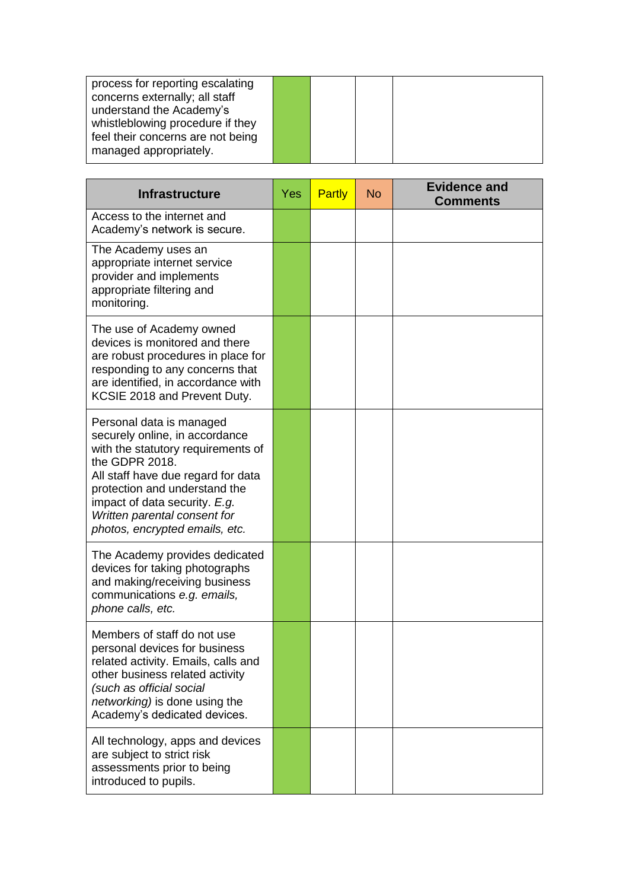| | | | | |
|---|---|---|---|---|
| process for reporting escalating concerns externally; all staff understand the Academy's whistleblowing procedure if they feel their concerns are not being managed appropriately. | | | | |

| **Infrastructure** | Yes | Partly | No | **Evidence and Comments** |
|---|---|---|---|---|
| Access to the internet and Academy's network is secure. | | | | |
| The Academy uses an appropriate internet service provider and implements appropriate filtering and monitoring. | | | | |
| The use of Academy owned devices is monitored and there are robust procedures in place for responding to any concerns that are identified, in accordance with KCSIE 2018 and Prevent Duty. | | | | |
| Personal data is managed securely online, in accordance with the statutory requirements of the GDPR 2018.<br>All staff have due regard for data protection and understand the impact of data security. *E.g. Written parental consent for photos, encrypted emails, etc.* | | | | |
| The Academy provides dedicated devices for taking photographs and making/receiving business communications *e.g. emails, phone calls, etc.* | | | | |
| Members of staff do not use personal devices for business related activity. Emails, calls and other business related activity *(such as official social networking)* is done using the Academy's dedicated devices. | | | | |
| All technology, apps and devices are subject to strict risk assessments prior to being introduced to pupils. | | | | |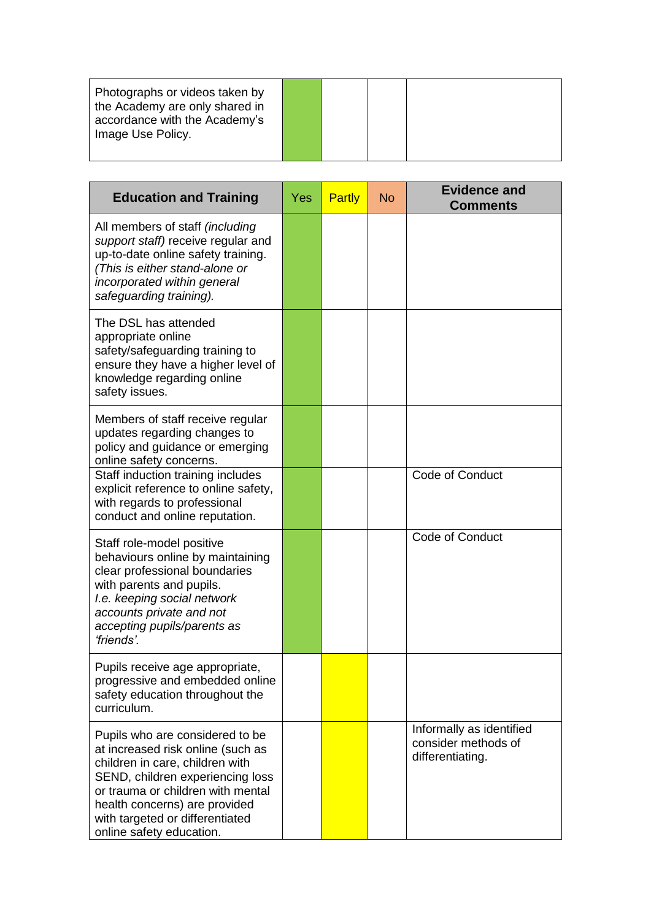| Photographs or videos taken by the Academy are only shared in accordance with the Academy's Image Use Policy. | | | | |
|---|---|---|---|---|

| Education and Training | Yes | Partly | No | Evidence and Comments |
|---|---|---|---|---|
| All members of staff *(including support staff)* receive regular and up-to-date online safety training. *(This is either stand-alone or incorporated within general safeguarding training).* | | | | |
| The DSL has attended appropriate online safety/safeguarding training to ensure they have a higher level of knowledge regarding online safety issues. | | | | |
| Members of staff receive regular updates regarding changes to policy and guidance or emerging online safety concerns. | | | | |
| Staff induction training includes explicit reference to online safety, with regards to professional conduct and online reputation. | | | | Code of Conduct |
| Staff role-model positive behaviours online by maintaining clear professional boundaries with parents and pupils. *I.e. keeping social network accounts private and not accepting pupils/parents as 'friends'.* | | | | Code of Conduct |
| Pupils receive age appropriate, progressive and embedded online safety education throughout the curriculum. | | | | |
| Pupils who are considered to be at increased risk online (such as children in care, children with SEND, children experiencing loss or trauma or children with mental health concerns) are provided with targeted or differentiated online safety education. | | | | Informally as identified consider methods of differentiating. |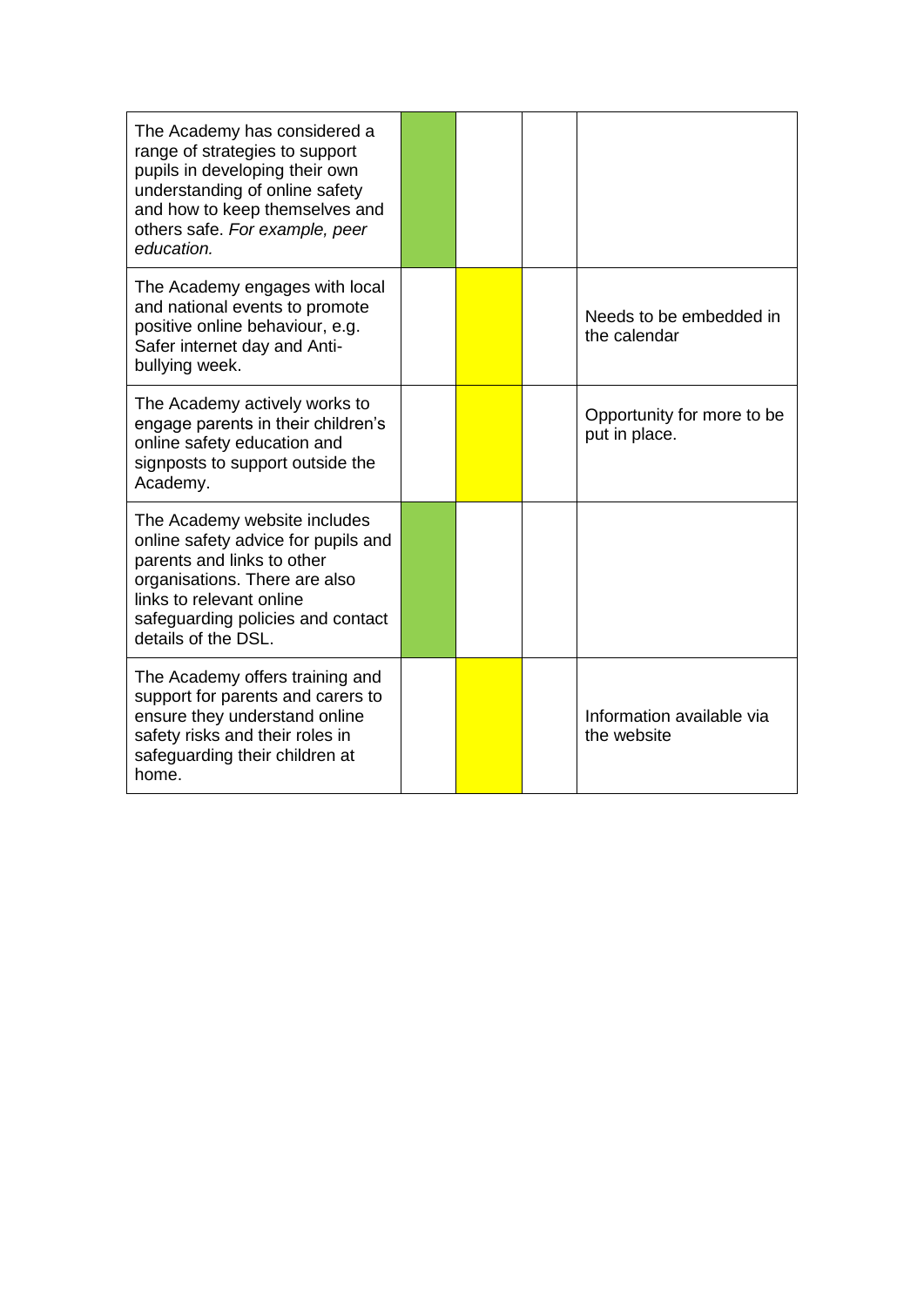| | | | | |
|---|---|---|---|---|
| The Academy has considered a range of strategies to support pupils in developing their own understanding of online safety and how to keep themselves and others safe. *For example, peer education.* | | | | |
| The Academy engages with local and national events to promote positive online behaviour, e.g. Safer internet day and Anti-bullying week. | | | | Needs to be embedded in the calendar |
| The Academy actively works to engage parents in their children's online safety education and signposts to support outside the Academy. | | | | Opportunity for more to be put in place. |
| The Academy website includes online safety advice for pupils and parents and links to other organisations. There are also links to relevant online safeguarding policies and contact details of the DSL. | | | | |
| The Academy offers training and support for parents and carers to ensure they understand online safety risks and their roles in safeguarding their children at home. | | | | Information available via the website |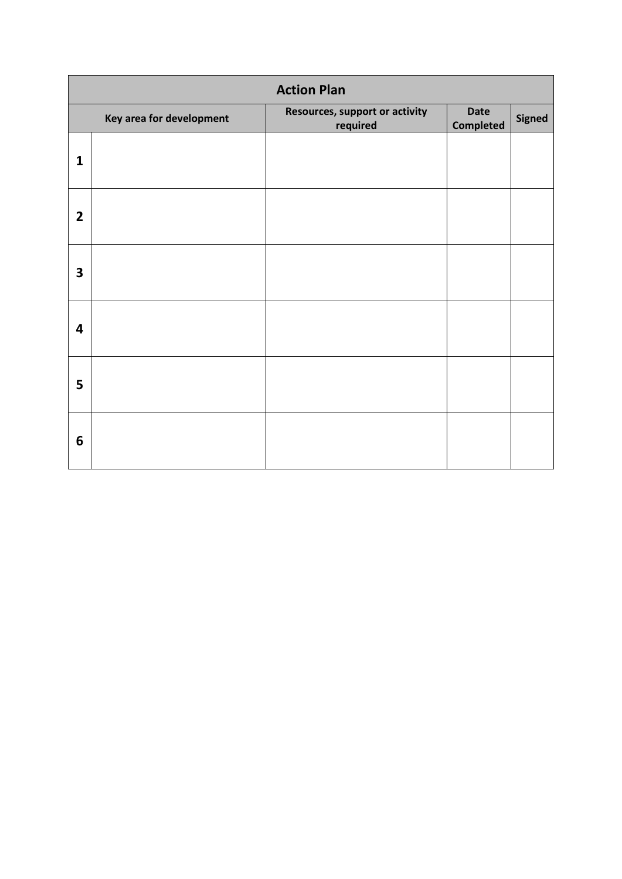| Action Plan | | | | |
|---|---|---|---|---|
| **Key area for development** | | **Resources, support or activity required** | **Date Completed** | **Signed** |
| **1** | | | | |
| **2** | | | | |
| **3** | | | | |
| **4** | | | | |
| **5** | | | | |
| **6** | | | | |